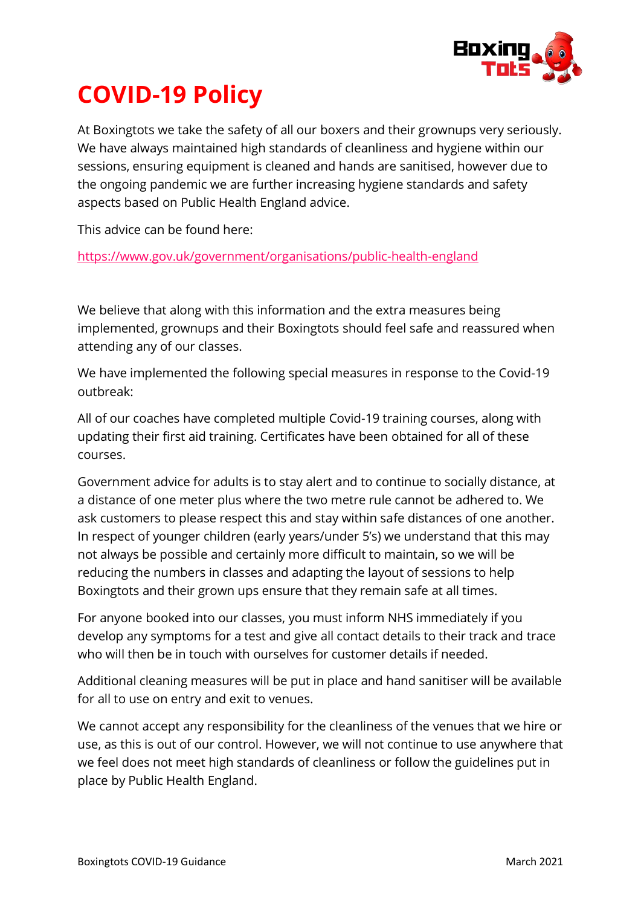# COVID-19 Policy

At Boxingtots we take the safety of all our boxers and their grownups very seriously. We have always maintained high standards of cleanliness and hygiene within our sessions, ensuring equipment is cleaned and hands are sanitised, however due to the ongoing pandemic we are further increasing hygiene standards and safety aspects based on Public Health England advice.

This advice can be found here:

https://www.gov.uk/government/organisations/public-health-england

We believe that along with this information and the extra measures being implemented, grownups and their Boxingtots should feel safe and reassured when attending any of our classes.

We have implemented the following special measures in response to the Covid-19 outbreak:

All of our coaches have completed multiple Covid-19 training courses, along with updating their first aid training. Certificates have been obtained for all of these courses.

Government advice for adults is to stay alert and to continue to socially distance, at a distance of one meter plus where the two metre rule cannot be adhered to. We ask customers to please respect this and stay within safe distances of one another. In respect of younger children (early years/under 5's) we understand that this may not always be possible and certainly more difficult to maintain, so we will be reducing the numbers in classes and adapting the layout of sessions to help Boxingtots and their grown ups ensure that they remain safe at all times.

For anyone booked into our classes, you must inform NHS immediately if you develop any symptoms for a test and give all contact details to their track and trace who will then be in touch with ourselves for customer details if needed.

Additional cleaning measures will be put in place and hand sanitiser will be available for all to use on entry and exit to venues.

We cannot accept any responsibility for the cleanliness of the venues that we hire or use, as this is out of our control. However, we will not continue to use anywhere that we feel does not meet high standards of cleanliness or follow the guidelines put in place by Public Health England.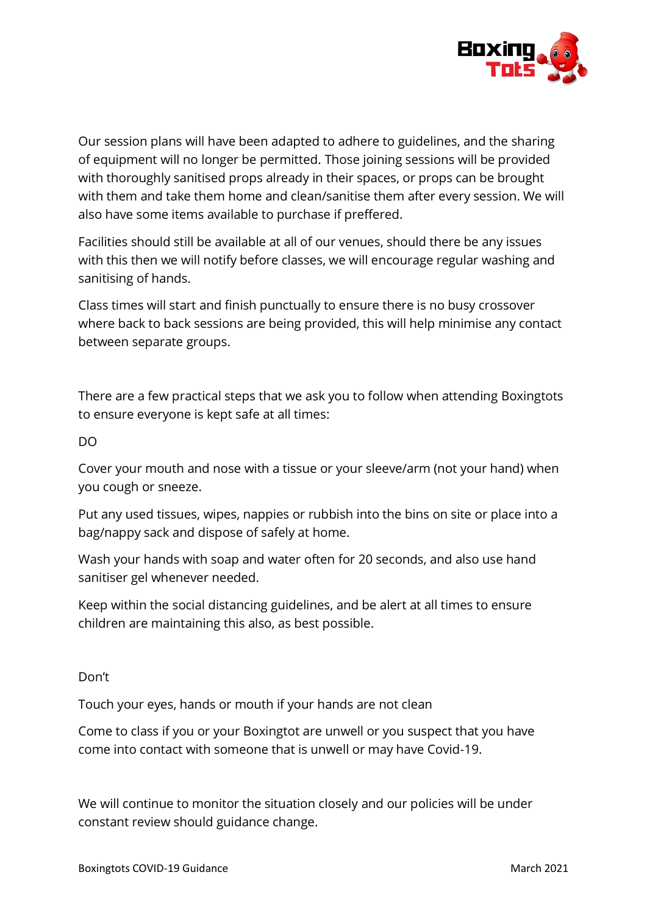Our session plans will have been adapted to adhere to guidelines, and the sharing of equipment will no longer be permitted. Those joining sessions will be provided with thoroughly sanitised props already in their spaces, or props can be brought with them and take them home and clean/sanitise them after every session. We will also have some items available to purchase if preffered.

Facilities should still be available at all of our venues, should there be any issues with this then we will notify before classes, we will encourage regular washing and sanitising of hands.

Class times will start and finish punctually to ensure there is no busy crossover where back to back sessions are being provided, this will help minimise any contact between separate groups.

There are a few practical steps that we ask you to follow when attending Boxingtots to ensure everyone is kept safe at all times:

DO

Cover your mouth and nose with a tissue or your sleeve/arm (not your hand) when you cough or sneeze.

Put any used tissues, wipes, nappies or rubbish into the bins on site or place into a bag/nappy sack and dispose of safely at home.

Wash your hands with soap and water often for 20 seconds, and also use hand sanitiser gel whenever needed.

Keep within the social distancing guidelines, and be alert at all times to ensure children are maintaining this also, as best possible.

Don't

Touch your eyes, hands or mouth if your hands are not clean

Come to class if you or your Boxingtot are unwell or you suspect that you have come into contact with someone that is unwell or may have Covid-19.

We will continue to monitor the situation closely and our policies will be under constant review should guidance change.